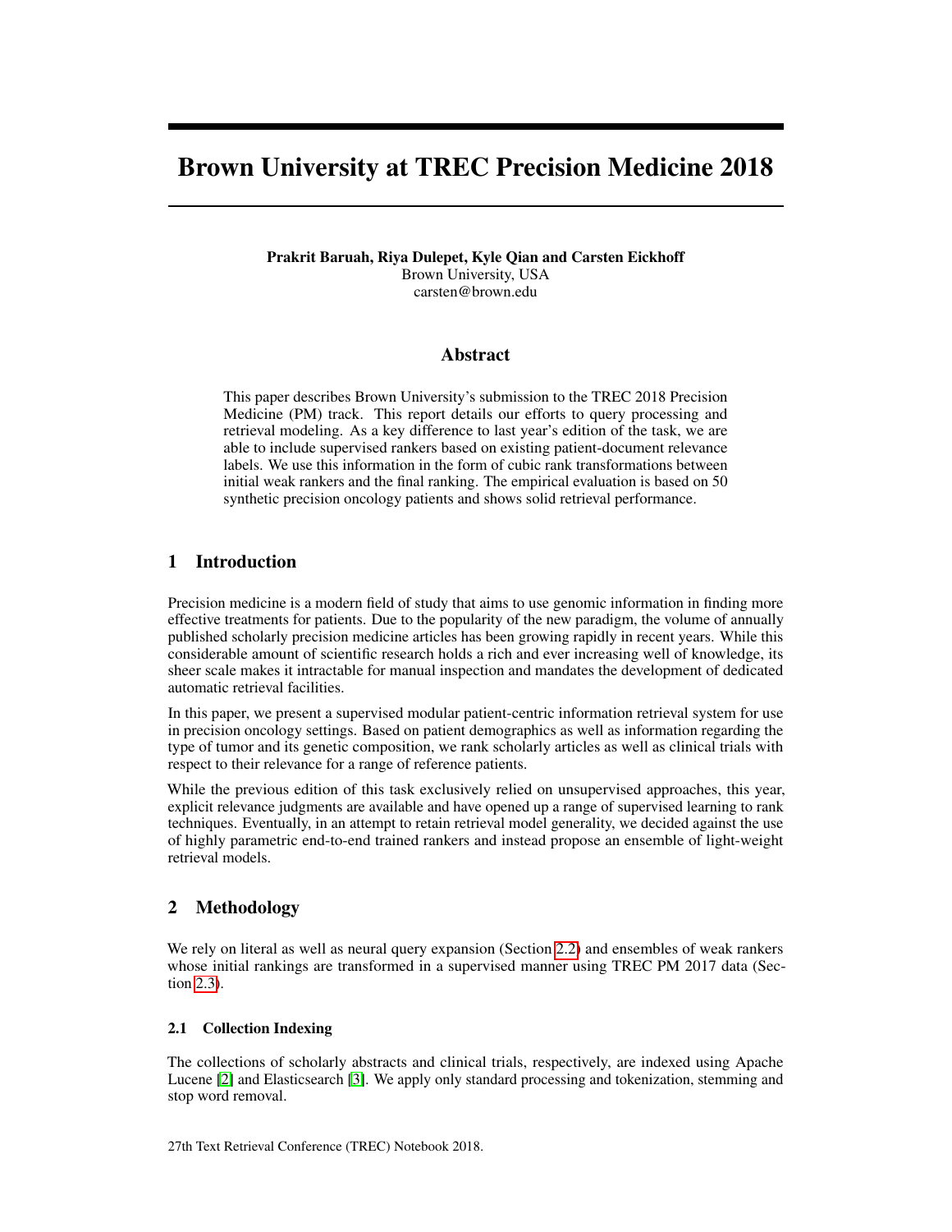# Brown University at TREC Precision Medicine 2018

**Prakrit Baruah, Riya Dulepet, Kyle Qian and Carsten Eickhoff**
Brown University, USA
carsten@brown.edu

## Abstract

This paper describes Brown University's submission to the TREC 2018 Precision Medicine (PM) track. This report details our efforts to query processing and retrieval modeling. As a key difference to last year's edition of the task, we are able to include supervised rankers based on existing patient-document relevance labels. We use this information in the form of cubic rank transformations between initial weak rankers and the final ranking. The empirical evaluation is based on 50 synthetic precision oncology patients and shows solid retrieval performance.

## 1 Introduction

Precision medicine is a modern field of study that aims to use genomic information in finding more effective treatments for patients. Due to the popularity of the new paradigm, the volume of annually published scholarly precision medicine articles has been growing rapidly in recent years. While this considerable amount of scientific research holds a rich and ever increasing well of knowledge, its sheer scale makes it intractable for manual inspection and mandates the development of dedicated automatic retrieval facilities.

In this paper, we present a supervised modular patient-centric information retrieval system for use in precision oncology settings. Based on patient demographics as well as information regarding the type of tumor and its genetic composition, we rank scholarly articles as well as clinical trials with respect to their relevance for a range of reference patients.

While the previous edition of this task exclusively relied on unsupervised approaches, this year, explicit relevance judgments are available and have opened up a range of supervised learning to rank techniques. Eventually, in an attempt to retain retrieval model generality, we decided against the use of highly parametric end-to-end trained rankers and instead propose an ensemble of light-weight retrieval models.

## 2 Methodology

We rely on literal as well as neural query expansion (Section 2.2) and ensembles of weak rankers whose initial rankings are transformed in a supervised manner using TREC PM 2017 data (Section 2.3).

### 2.1 Collection Indexing

The collections of scholarly abstracts and clinical trials, respectively, are indexed using Apache Lucene [2] and Elasticsearch [3]. We apply only standard processing and tokenization, stemming and stop word removal.

27th Text Retrieval Conference (TREC) Notebook 2018.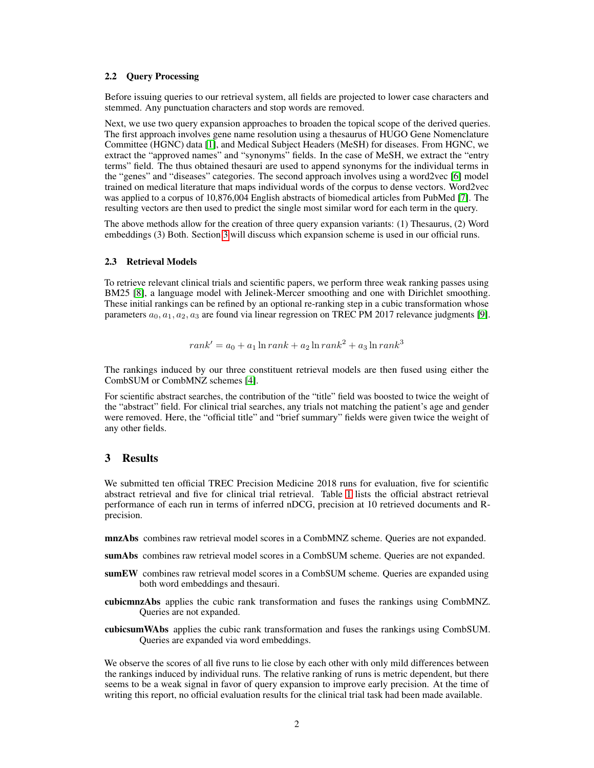### 2.2 Query Processing

Before issuing queries to our retrieval system, all fields are projected to lower case characters and stemmed. Any punctuation characters and stop words are removed.

Next, we use two query expansion approaches to broaden the topical scope of the derived queries. The first approach involves gene name resolution using a thesaurus of HUGO Gene Nomenclature Committee (HGNC) data [1], and Medical Subject Headers (MeSH) for diseases. From HGNC, we extract the "approved names" and "synonyms" fields. In the case of MeSH, we extract the "entry terms" field. The thus obtained thesauri are used to append synonyms for the individual terms in the "genes" and "diseases" categories. The second approach involves using a word2vec [6] model trained on medical literature that maps individual words of the corpus to dense vectors. Word2vec was applied to a corpus of 10,876,004 English abstracts of biomedical articles from PubMed [7]. The resulting vectors are then used to predict the single most similar word for each term in the query.

The above methods allow for the creation of three query expansion variants: (1) Thesaurus, (2) Word embeddings (3) Both. Section 3 will discuss which expansion scheme is used in our official runs.

### 2.3 Retrieval Models

To retrieve relevant clinical trials and scientific papers, we perform three weak ranking passes using BM25 [8], a language model with Jelinek-Mercer smoothing and one with Dirichlet smoothing. These initial rankings can be refined by an optional re-ranking step in a cubic transformation whose parameters $a_0, a_1, a_2, a_3$ are found via linear regression on TREC PM 2017 relevance judgments [9].

$$rank' = a_0 + a_1 \ln rank + a_2 \ln rank^2 + a_3 \ln rank^3$$

The rankings induced by our three constituent retrieval models are then fused using either the CombSUM or CombMNZ schemes [4].

For scientific abstract searches, the contribution of the "title" field was boosted to twice the weight of the "abstract" field. For clinical trial searches, any trials not matching the patient's age and gender were removed. Here, the "official title" and "brief summary" fields were given twice the weight of any other fields.

## 3 Results

We submitted ten official TREC Precision Medicine 2018 runs for evaluation, five for scientific abstract retrieval and five for clinical trial retrieval. Table 1 lists the official abstract retrieval performance of each run in terms of inferred nDCG, precision at 10 retrieved documents and R-precision.

**mnzAbs** combines raw retrieval model scores in a CombMNZ scheme. Queries are not expanded.

**sumAbs** combines raw retrieval model scores in a CombSUM scheme. Queries are not expanded.

**sumEW** combines raw retrieval model scores in a CombSUM scheme. Queries are expanded using both word embeddings and thesauri.

**cubicmnzAbs** applies the cubic rank transformation and fuses the rankings using CombMNZ. Queries are not expanded.

**cubicsumWAbs** applies the cubic rank transformation and fuses the rankings using CombSUM. Queries are expanded via word embeddings.

We observe the scores of all five runs to lie close by each other with only mild differences between the rankings induced by individual runs. The relative ranking of runs is metric dependent, but there seems to be a weak signal in favor of query expansion to improve early precision. At the time of writing this report, no official evaluation results for the clinical trial task had been made available.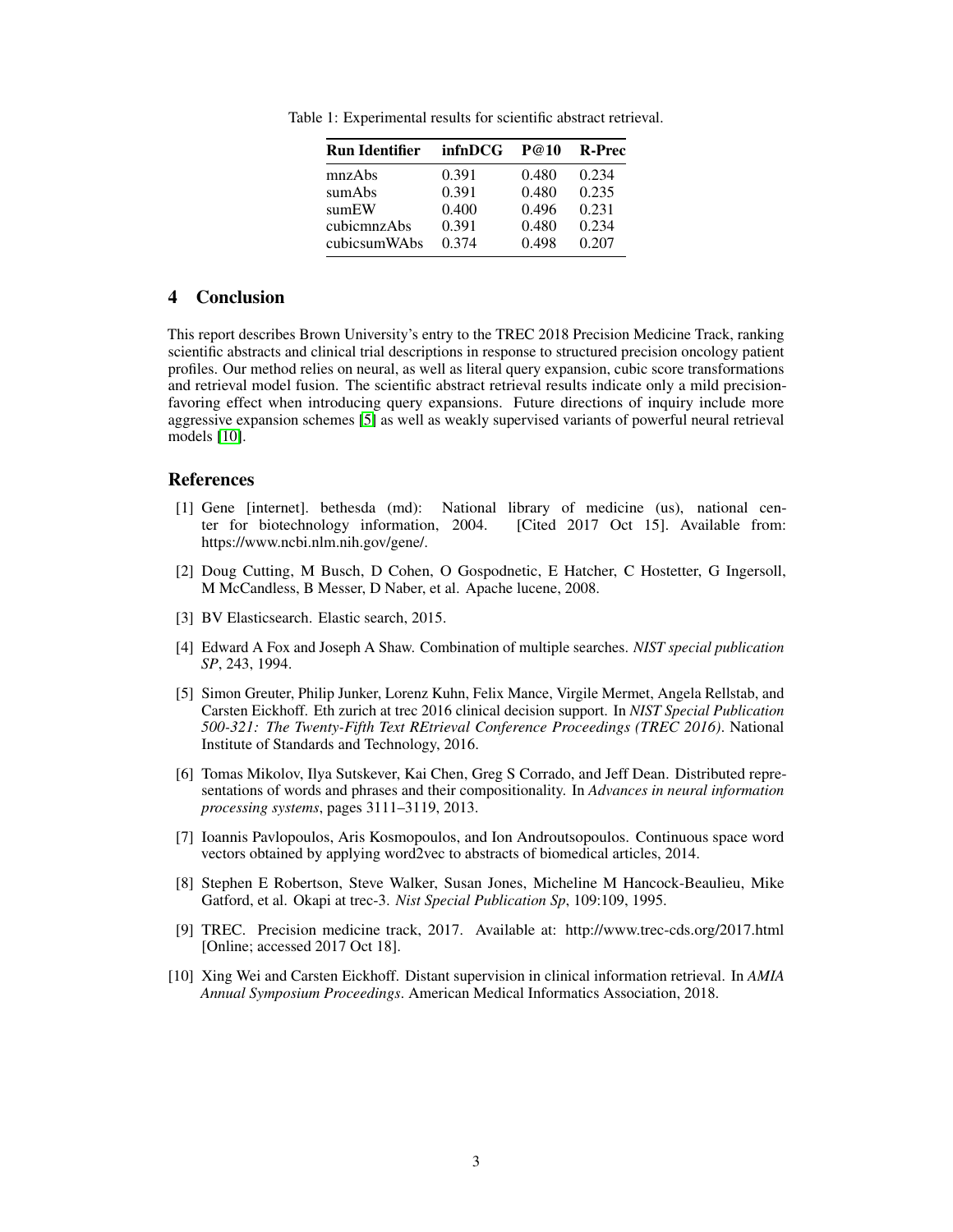Table 1: Experimental results for scientific abstract retrieval.

| Run Identifier | infnDCG | P@10 | R-Prec |
|---|---|---|---|
| mnzAbs | 0.391 | 0.480 | 0.234 |
| sumAbs | 0.391 | 0.480 | 0.235 |
| sumEW | 0.400 | 0.496 | 0.231 |
| cubicmnzAbs | 0.391 | 0.480 | 0.234 |
| cubicsumWAbs | 0.374 | 0.498 | 0.207 |

## 4 Conclusion

This report describes Brown University's entry to the TREC 2018 Precision Medicine Track, ranking scientific abstracts and clinical trial descriptions in response to structured precision oncology patient profiles. Our method relies on neural, as well as literal query expansion, cubic score transformations and retrieval model fusion. The scientific abstract retrieval results indicate only a mild precision-favoring effect when introducing query expansions. Future directions of inquiry include more aggressive expansion schemes [5] as well as weakly supervised variants of powerful neural retrieval models [10].

## References

[1] Gene [internet]. bethesda (md): National library of medicine (us), national center for biotechnology information, 2004. [Cited 2017 Oct 15]. Available from: https://www.ncbi.nlm.nih.gov/gene/.

[2] Doug Cutting, M Busch, D Cohen, O Gospodnetic, E Hatcher, C Hostetter, G Ingersoll, M McCandless, B Messer, D Naber, et al. Apache lucene, 2008.

[3] BV Elasticsearch. Elastic search, 2015.

[4] Edward A Fox and Joseph A Shaw. Combination of multiple searches. *NIST special publication SP*, 243, 1994.

[5] Simon Greuter, Philip Junker, Lorenz Kuhn, Felix Mance, Virgile Mermet, Angela Rellstab, and Carsten Eickhoff. Eth zurich at trec 2016 clinical decision support. In *NIST Special Publication 500-321: The Twenty-Fifth Text REtrieval Conference Proceedings (TREC 2016)*. National Institute of Standards and Technology, 2016.

[6] Tomas Mikolov, Ilya Sutskever, Kai Chen, Greg S Corrado, and Jeff Dean. Distributed representations of words and phrases and their compositionality. In *Advances in neural information processing systems*, pages 3111–3119, 2013.

[7] Ioannis Pavlopoulos, Aris Kosmopoulos, and Ion Androutsopoulos. Continuous space word vectors obtained by applying word2vec to abstracts of biomedical articles, 2014.

[8] Stephen E Robertson, Steve Walker, Susan Jones, Micheline M Hancock-Beaulieu, Mike Gatford, et al. Okapi at trec-3. *Nist Special Publication Sp*, 109:109, 1995.

[9] TREC. Precision medicine track, 2017. Available at: http://www.trec-cds.org/2017.html [Online; accessed 2017 Oct 18].

[10] Xing Wei and Carsten Eickhoff. Distant supervision in clinical information retrieval. In *AMIA Annual Symposium Proceedings*. American Medical Informatics Association, 2018.